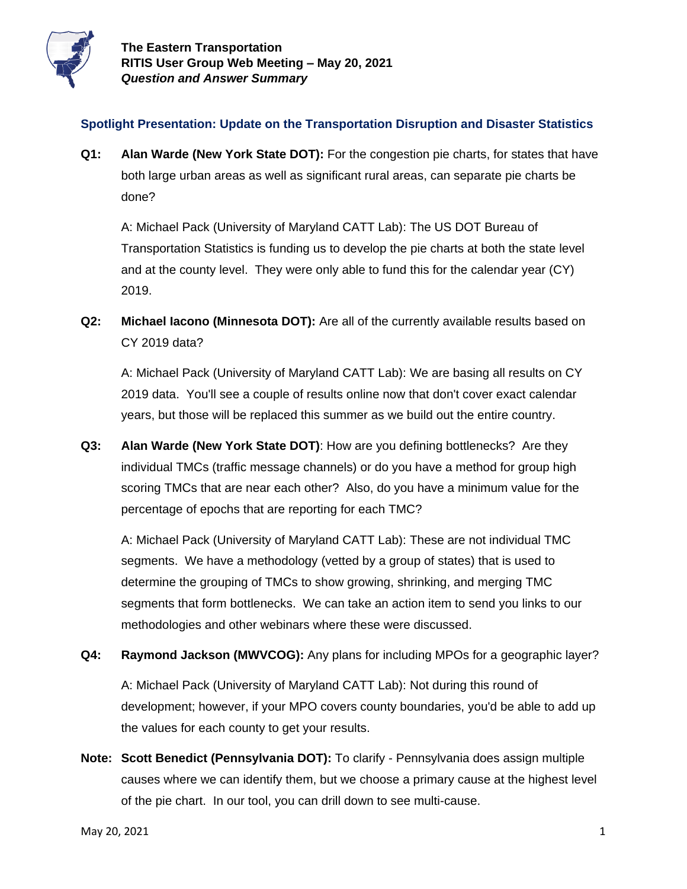**The Eastern Transportation**
**RITIS User Group Web Meeting – May 20, 2021**
***Question and Answer Summary***

## Spotlight Presentation: Update on the Transportation Disruption and Disaster Statistics

**Q1: Alan Warde (New York State DOT):** For the congestion pie charts, for states that have both large urban areas as well as significant rural areas, can separate pie charts be done?

A: Michael Pack (University of Maryland CATT Lab): The US DOT Bureau of Transportation Statistics is funding us to develop the pie charts at both the state level and at the county level. They were only able to fund this for the calendar year (CY) 2019.

**Q2: Michael Iacono (Minnesota DOT):** Are all of the currently available results based on CY 2019 data?

A: Michael Pack (University of Maryland CATT Lab): We are basing all results on CY 2019 data. You'll see a couple of results online now that don't cover exact calendar years, but those will be replaced this summer as we build out the entire country.

**Q3: Alan Warde (New York State DOT)**: How are you defining bottlenecks? Are they individual TMCs (traffic message channels) or do you have a method for group high scoring TMCs that are near each other? Also, do you have a minimum value for the percentage of epochs that are reporting for each TMC?

A: Michael Pack (University of Maryland CATT Lab): These are not individual TMC segments. We have a methodology (vetted by a group of states) that is used to determine the grouping of TMCs to show growing, shrinking, and merging TMC segments that form bottlenecks. We can take an action item to send you links to our methodologies and other webinars where these were discussed.

**Q4: Raymond Jackson (MWVCOG):** Any plans for including MPOs for a geographic layer?

A: Michael Pack (University of Maryland CATT Lab): Not during this round of development; however, if your MPO covers county boundaries, you'd be able to add up the values for each county to get your results.

**Note: Scott Benedict (Pennsylvania DOT):** To clarify - Pennsylvania does assign multiple causes where we can identify them, but we choose a primary cause at the highest level of the pie chart. In our tool, you can drill down to see multi-cause.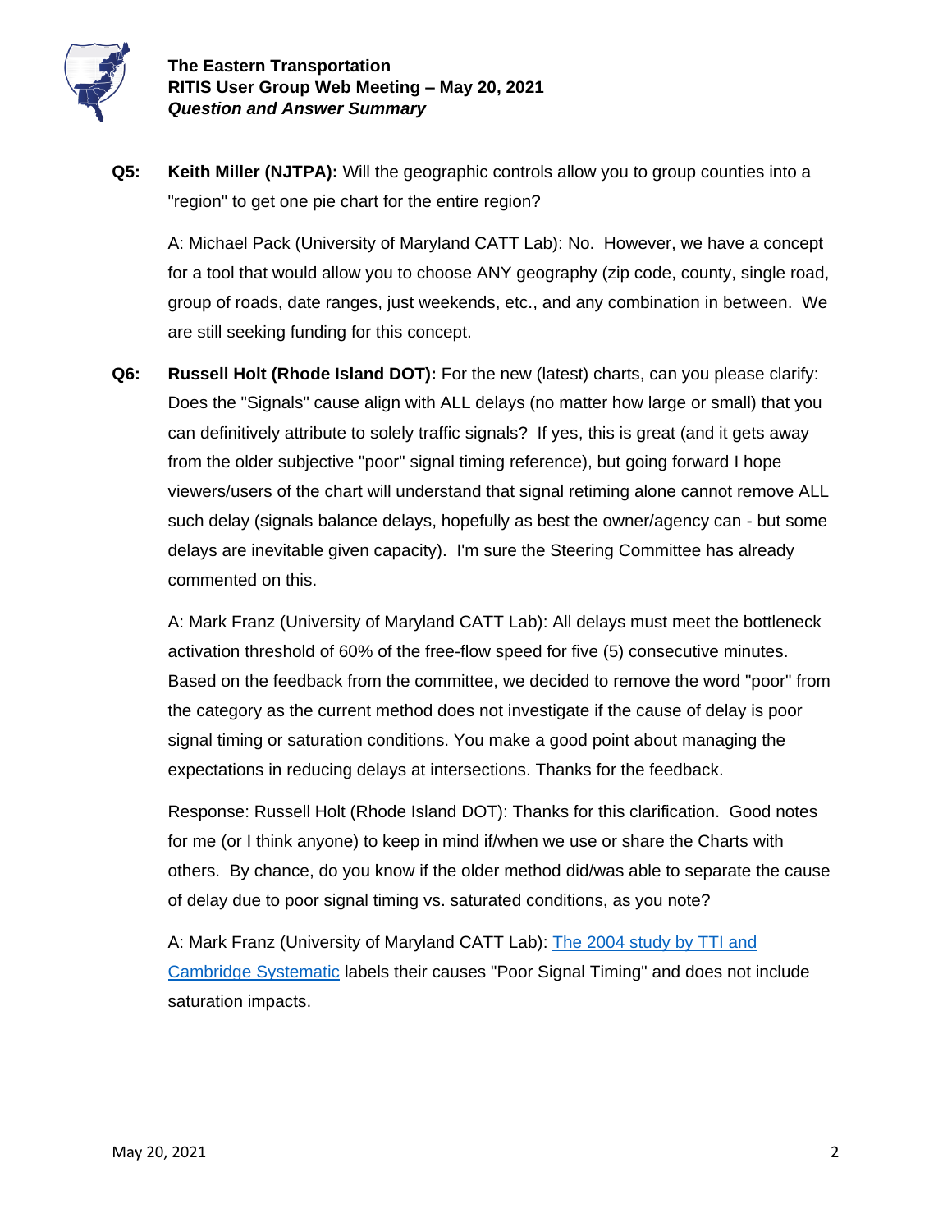**Q5:** **Keith Miller (NJTPA):** Will the geographic controls allow you to group counties into a "region" to get one pie chart for the entire region?

A: Michael Pack (University of Maryland CATT Lab): No. However, we have a concept for a tool that would allow you to choose ANY geography (zip code, county, single road, group of roads, date ranges, just weekends, etc., and any combination in between. We are still seeking funding for this concept.

**Q6:** **Russell Holt (Rhode Island DOT):** For the new (latest) charts, can you please clarify: Does the "Signals" cause align with ALL delays (no matter how large or small) that you can definitively attribute to solely traffic signals? If yes, this is great (and it gets away from the older subjective "poor" signal timing reference), but going forward I hope viewers/users of the chart will understand that signal retiming alone cannot remove ALL such delay (signals balance delays, hopefully as best the owner/agency can - but some delays are inevitable given capacity). I'm sure the Steering Committee has already commented on this.

A: Mark Franz (University of Maryland CATT Lab): All delays must meet the bottleneck activation threshold of 60% of the free-flow speed for five (5) consecutive minutes. Based on the feedback from the committee, we decided to remove the word "poor" from the category as the current method does not investigate if the cause of delay is poor signal timing or saturation conditions. You make a good point about managing the expectations in reducing delays at intersections. Thanks for the feedback.

Response: Russell Holt (Rhode Island DOT): Thanks for this clarification. Good notes for me (or I think anyone) to keep in mind if/when we use or share the Charts with others. By chance, do you know if the older method did/was able to separate the cause of delay due to poor signal timing vs. saturated conditions, as you note?

A: Mark Franz (University of Maryland CATT Lab): The 2004 study by TTI and Cambridge Systematic labels their causes "Poor Signal Timing" and does not include saturation impacts.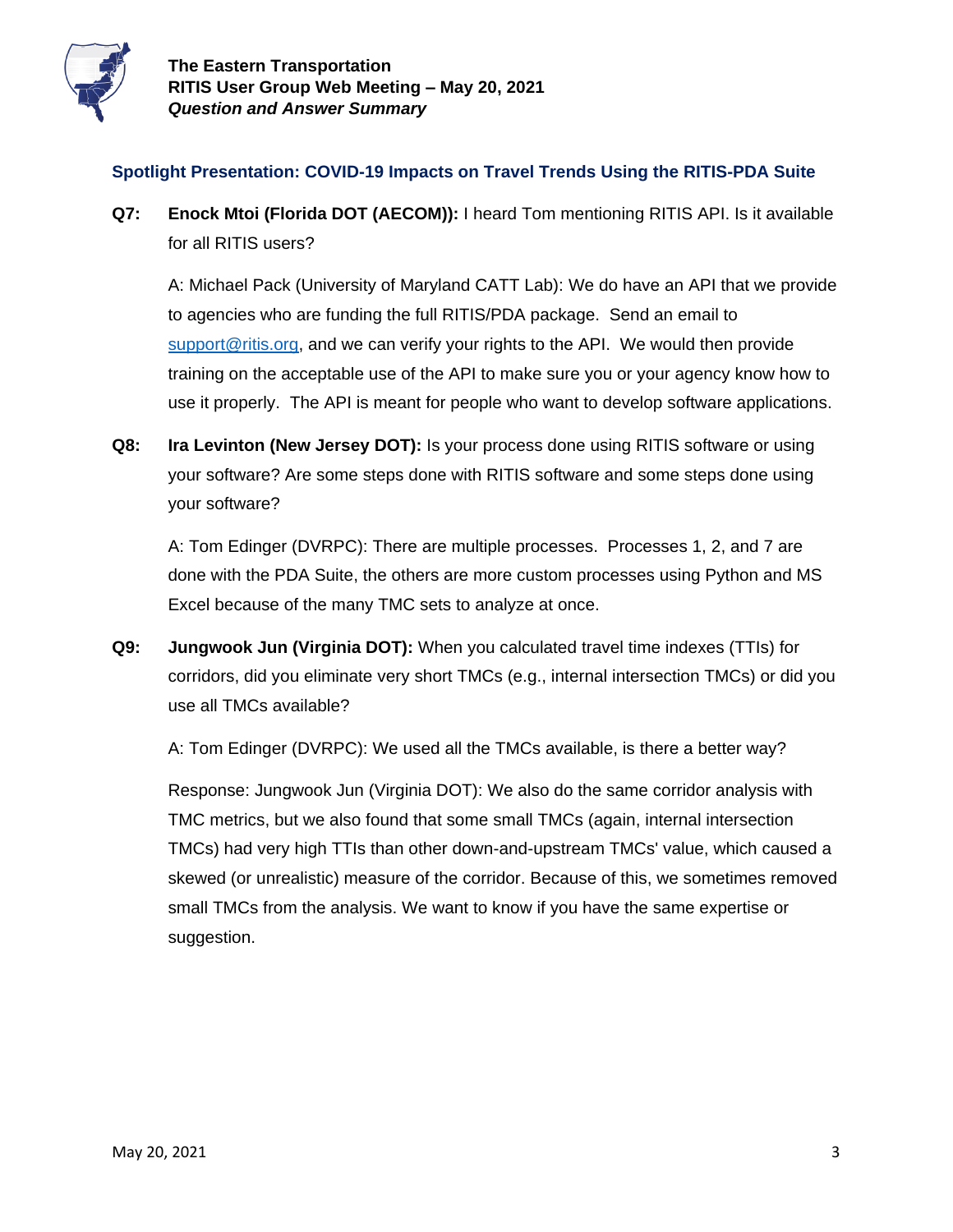### Spotlight Presentation: COVID-19 Impacts on Travel Trends Using the RITIS-PDA Suite

**Q7: Enock Mtoi (Florida DOT (AECOM)):** I heard Tom mentioning RITIS API. Is it available for all RITIS users?

A: Michael Pack (University of Maryland CATT Lab): We do have an API that we provide to agencies who are funding the full RITIS/PDA package. Send an email to support@ritis.org, and we can verify your rights to the API. We would then provide training on the acceptable use of the API to make sure you or your agency know how to use it properly. The API is meant for people who want to develop software applications.

**Q8: Ira Levinton (New Jersey DOT):** Is your process done using RITIS software or using your software? Are some steps done with RITIS software and some steps done using your software?

A: Tom Edinger (DVRPC): There are multiple processes. Processes 1, 2, and 7 are done with the PDA Suite, the others are more custom processes using Python and MS Excel because of the many TMC sets to analyze at once.

**Q9: Jungwook Jun (Virginia DOT):** When you calculated travel time indexes (TTIs) for corridors, did you eliminate very short TMCs (e.g., internal intersection TMCs) or did you use all TMCs available?

A: Tom Edinger (DVRPC): We used all the TMCs available, is there a better way?

Response: Jungwook Jun (Virginia DOT): We also do the same corridor analysis with TMC metrics, but we also found that some small TMCs (again, internal intersection TMCs) had very high TTIs than other down-and-upstream TMCs' value, which caused a skewed (or unrealistic) measure of the corridor. Because of this, we sometimes removed small TMCs from the analysis. We want to know if you have the same expertise or suggestion.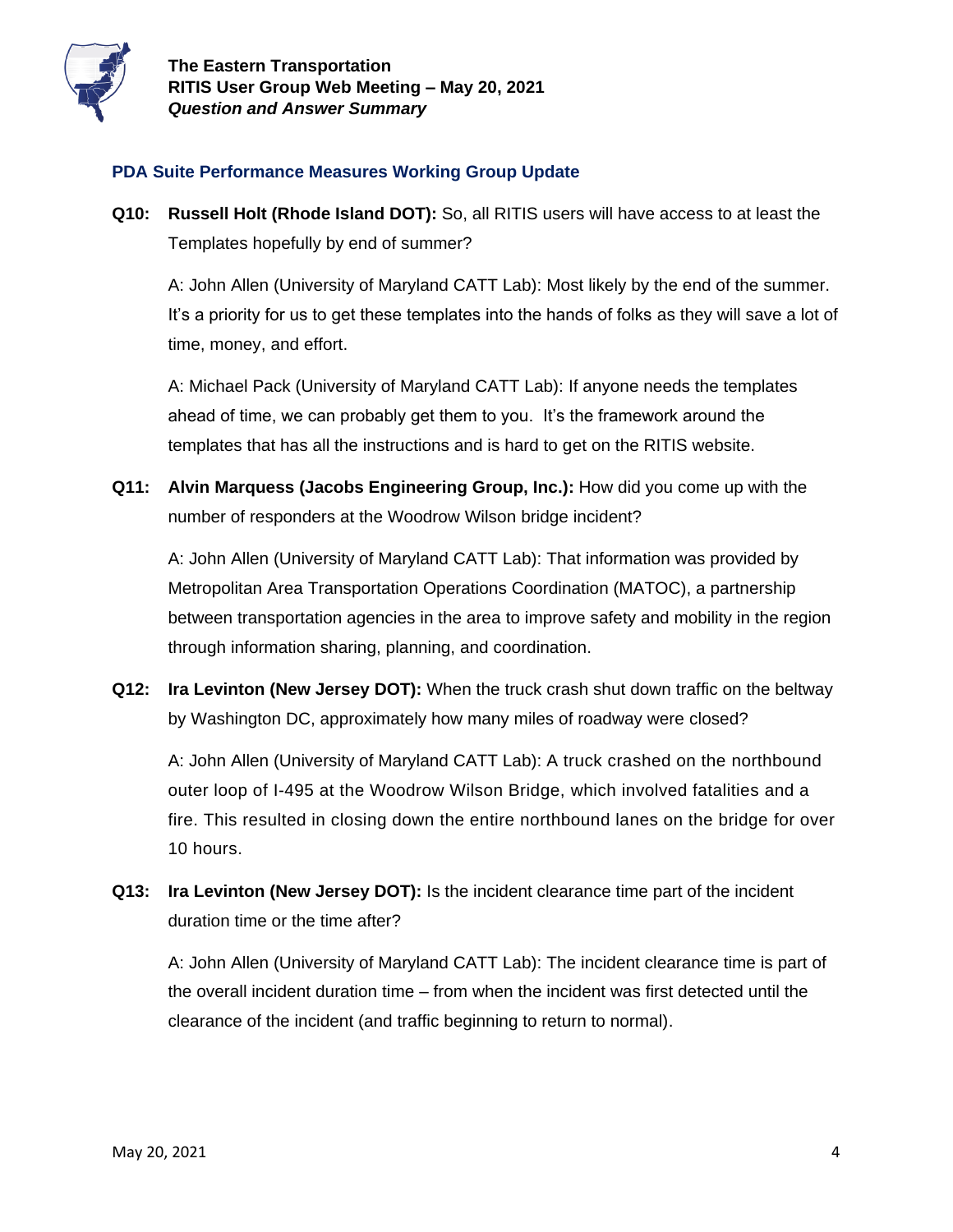## PDA Suite Performance Measures Working Group Update

**Q10: Russell Holt (Rhode Island DOT):** So, all RITIS users will have access to at least the Templates hopefully by end of summer?

A: John Allen (University of Maryland CATT Lab): Most likely by the end of the summer. It's a priority for us to get these templates into the hands of folks as they will save a lot of time, money, and effort.

A: Michael Pack (University of Maryland CATT Lab): If anyone needs the templates ahead of time, we can probably get them to you. It's the framework around the templates that has all the instructions and is hard to get on the RITIS website.

**Q11: Alvin Marquess (Jacobs Engineering Group, Inc.):** How did you come up with the number of responders at the Woodrow Wilson bridge incident?

A: John Allen (University of Maryland CATT Lab): That information was provided by Metropolitan Area Transportation Operations Coordination (MATOC), a partnership between transportation agencies in the area to improve safety and mobility in the region through information sharing, planning, and coordination.

**Q12: Ira Levinton (New Jersey DOT):** When the truck crash shut down traffic on the beltway by Washington DC, approximately how many miles of roadway were closed?

A: John Allen (University of Maryland CATT Lab): A truck crashed on the northbound outer loop of I-495 at the Woodrow Wilson Bridge, which involved fatalities and a fire. This resulted in closing down the entire northbound lanes on the bridge for over 10 hours.

**Q13: Ira Levinton (New Jersey DOT):** Is the incident clearance time part of the incident duration time or the time after?

A: John Allen (University of Maryland CATT Lab): The incident clearance time is part of the overall incident duration time – from when the incident was first detected until the clearance of the incident (and traffic beginning to return to normal).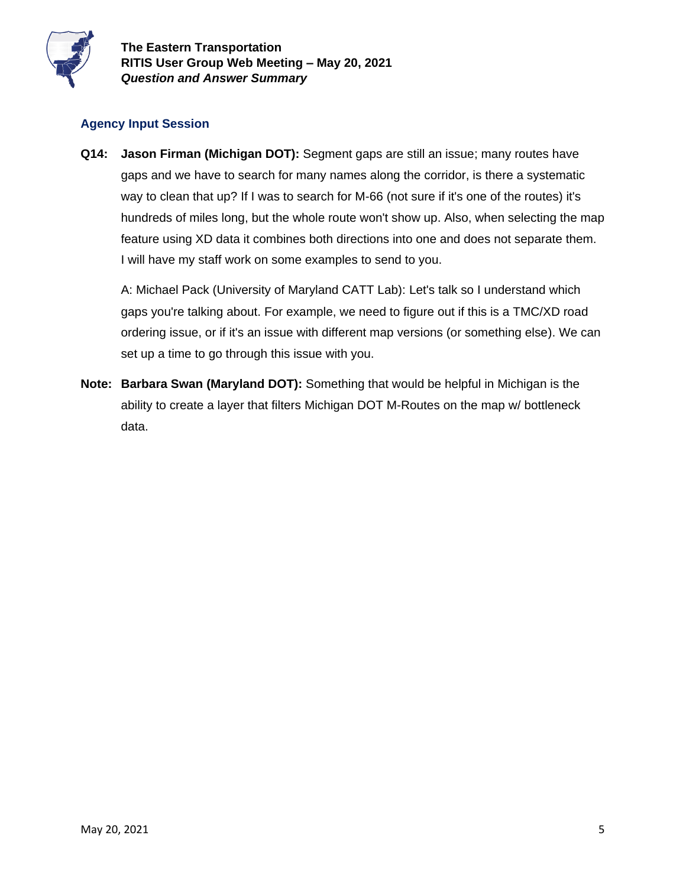## Agency Input Session

**Q14: Jason Firman (Michigan DOT):** Segment gaps are still an issue; many routes have gaps and we have to search for many names along the corridor, is there a systematic way to clean that up? If I was to search for M-66 (not sure if it's one of the routes) it's hundreds of miles long, but the whole route won't show up. Also, when selecting the map feature using XD data it combines both directions into one and does not separate them. I will have my staff work on some examples to send to you.

A: Michael Pack (University of Maryland CATT Lab): Let's talk so I understand which gaps you're talking about. For example, we need to figure out if this is a TMC/XD road ordering issue, or if it's an issue with different map versions (or something else). We can set up a time to go through this issue with you.

**Note: Barbara Swan (Maryland DOT):** Something that would be helpful in Michigan is the ability to create a layer that filters Michigan DOT M-Routes on the map w/ bottleneck data.